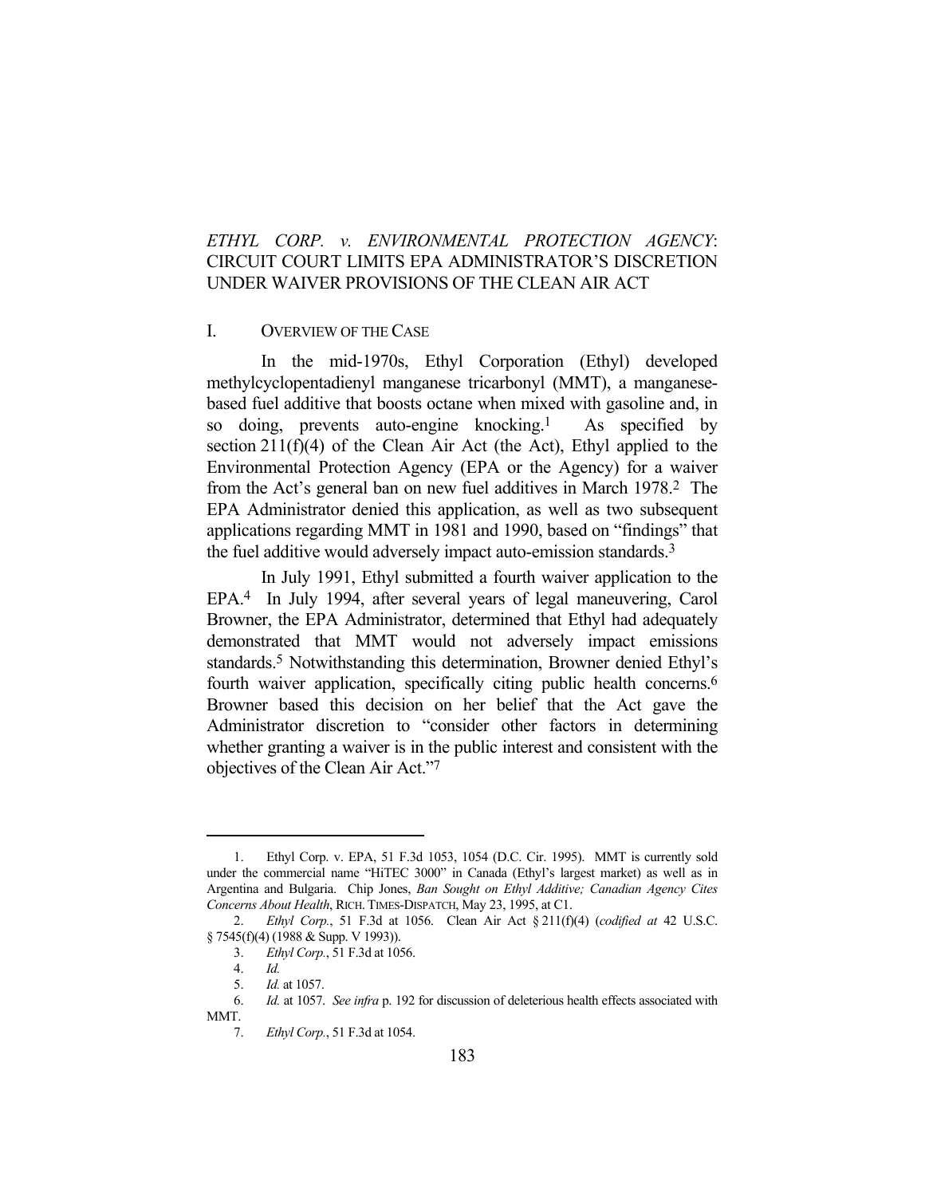# *ETHYL CORP. v. ENVIRONMENTAL PROTECTION AGENCY*: CIRCUIT COURT LIMITS EPA ADMINISTRATOR'S DISCRETION UNDER WAIVER PROVISIONS OF THE CLEAN AIR ACT

## I. OVERVIEW OF THE CASE

In the mid-1970s, Ethyl Corporation (Ethyl) developed methylcyclopentadienyl manganese tricarbonyl (MMT), a manganese-based fuel additive that boosts octane when mixed with gasoline and, in so doing, prevents auto-engine knocking.[1] As specified by section 211(f)(4) of the Clean Air Act (the Act), Ethyl applied to the Environmental Protection Agency (EPA or the Agency) for a waiver from the Act's general ban on new fuel additives in March 1978.[2] The EPA Administrator denied this application, as well as two subsequent applications regarding MMT in 1981 and 1990, based on "findings" that the fuel additive would adversely impact auto-emission standards.[3]

In July 1991, Ethyl submitted a fourth waiver application to the EPA.[4] In July 1994, after several years of legal maneuvering, Carol Browner, the EPA Administrator, determined that Ethyl had adequately demonstrated that MMT would not adversely impact emissions standards.[5] Notwithstanding this determination, Browner denied Ethyl's fourth waiver application, specifically citing public health concerns.[6] Browner based this decision on her belief that the Act gave the Administrator discretion to "consider other factors in determining whether granting a waiver is in the public interest and consistent with the objectives of the Clean Air Act."[7]

---

1. Ethyl Corp. v. EPA, 51 F.3d 1053, 1054 (D.C. Cir. 1995). MMT is currently sold under the commercial name "HiTEC 3000" in Canada (Ethyl's largest market) as well as in Argentina and Bulgaria. Chip Jones, *Ban Sought on Ethyl Additive; Canadian Agency Cites Concerns About Health*, RICH. TIMES-DISPATCH, May 23, 1995, at C1.

2. *Ethyl Corp.*, 51 F.3d at 1056. Clean Air Act § 211(f)(4) (*codified at* 42 U.S.C. § 7545(f)(4) (1988 & Supp. V 1993)).

3. *Ethyl Corp.*, 51 F.3d at 1056.

4. *Id.*

5. *Id.* at 1057.

6. *Id.* at 1057. *See infra* p. 192 for discussion of deleterious health effects associated with MMT.

7. *Ethyl Corp.*, 51 F.3d at 1054.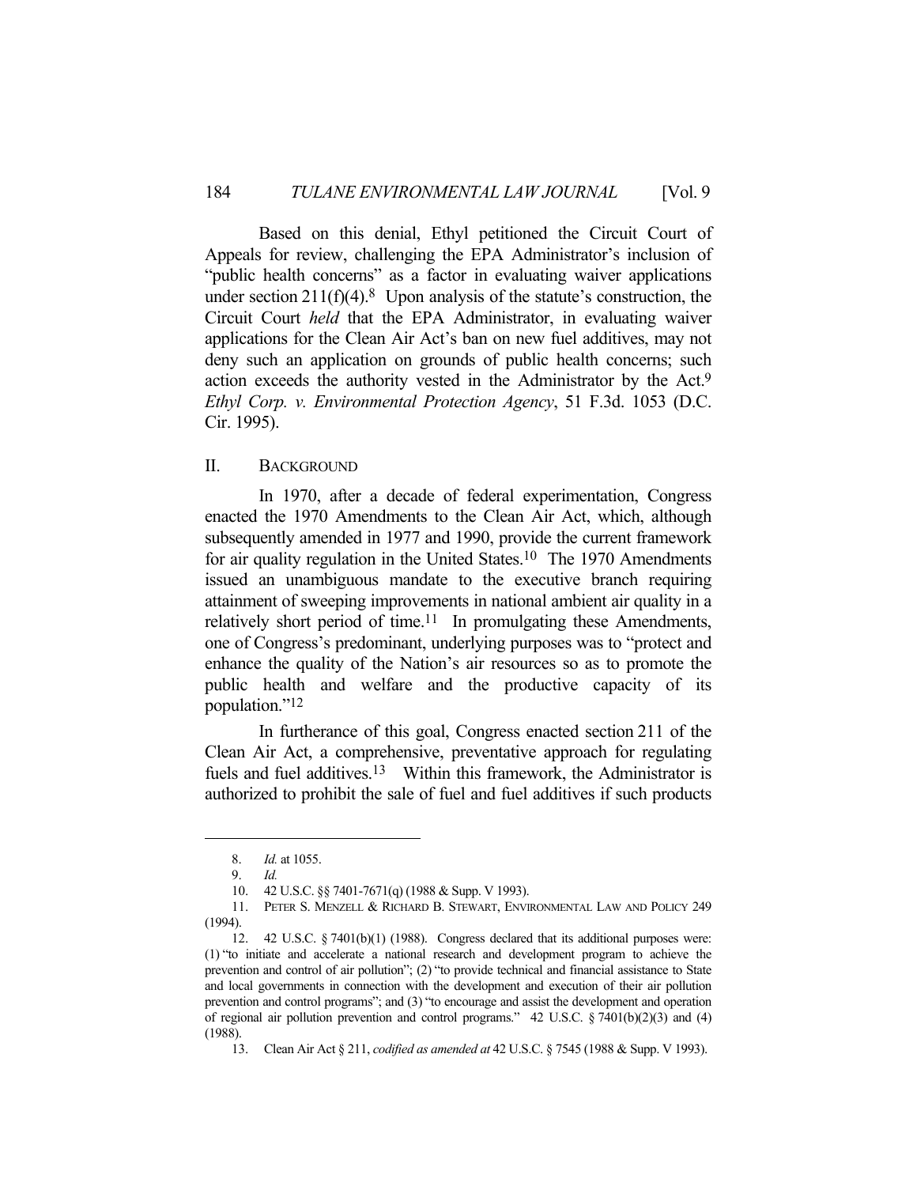Based on this denial, Ethyl petitioned the Circuit Court of Appeals for review, challenging the EPA Administrator's inclusion of "public health concerns" as a factor in evaluating waiver applications under section 211(f)(4).[8] Upon analysis of the statute's construction, the Circuit Court *held* that the EPA Administrator, in evaluating waiver applications for the Clean Air Act's ban on new fuel additives, may not deny such an application on grounds of public health concerns; such action exceeds the authority vested in the Administrator by the Act.[9] *Ethyl Corp. v. Environmental Protection Agency*, 51 F.3d. 1053 (D.C. Cir. 1995).

## II. BACKGROUND

In 1970, after a decade of federal experimentation, Congress enacted the 1970 Amendments to the Clean Air Act, which, although subsequently amended in 1977 and 1990, provide the current framework for air quality regulation in the United States.[10] The 1970 Amendments issued an unambiguous mandate to the executive branch requiring attainment of sweeping improvements in national ambient air quality in a relatively short period of time.[11] In promulgating these Amendments, one of Congress's predominant, underlying purposes was to "protect and enhance the quality of the Nation's air resources so as to promote the public health and welfare and the productive capacity of its population."[12]

In furtherance of this goal, Congress enacted section 211 of the Clean Air Act, a comprehensive, preventative approach for regulating fuels and fuel additives.[13] Within this framework, the Administrator is authorized to prohibit the sale of fuel and fuel additives if such products

---

8. *Id.* at 1055.

9. *Id.*

10. 42 U.S.C. §§ 7401-7671(q) (1988 & Supp. V 1993).

11. PETER S. MENZELL & RICHARD B. STEWART, ENVIRONMENTAL LAW AND POLICY 249 (1994).

12. 42 U.S.C. § 7401(b)(1) (1988). Congress declared that its additional purposes were: (1) "to initiate and accelerate a national research and development program to achieve the prevention and control of air pollution"; (2) "to provide technical and financial assistance to State and local governments in connection with the development and execution of their air pollution prevention and control programs"; and (3) "to encourage and assist the development and operation of regional air pollution prevention and control programs." 42 U.S.C. § 7401(b)(2)(3) and (4) (1988).

13. Clean Air Act § 211, *codified as amended at* 42 U.S.C. § 7545 (1988 & Supp. V 1993).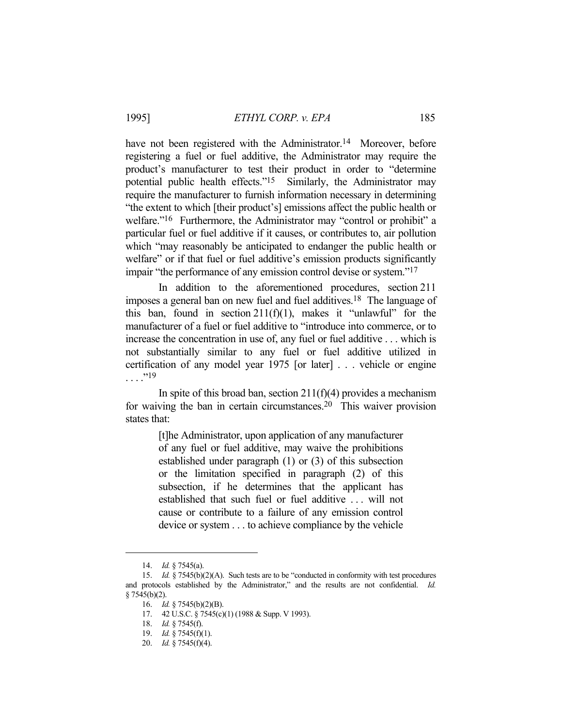have not been registered with the Administrator.[14] Moreover, before registering a fuel or fuel additive, the Administrator may require the product's manufacturer to test their product in order to "determine potential public health effects."[15] Similarly, the Administrator may require the manufacturer to furnish information necessary in determining "the extent to which [their product's] emissions affect the public health or welfare."[16] Furthermore, the Administrator may "control or prohibit" a particular fuel or fuel additive if it causes, or contributes to, air pollution which "may reasonably be anticipated to endanger the public health or welfare" or if that fuel or fuel additive's emission products significantly impair "the performance of any emission control devise or system."[17]

In addition to the aforementioned procedures, section 211 imposes a general ban on new fuel and fuel additives.[18] The language of this ban, found in section 211(f)(1), makes it "unlawful" for the manufacturer of a fuel or fuel additive to "introduce into commerce, or to increase the concentration in use of, any fuel or fuel additive . . . which is not substantially similar to any fuel or fuel additive utilized in certification of any model year 1975 [or later] . . . vehicle or engine . . . ."[19]

In spite of this broad ban, section 211(f)(4) provides a mechanism for waiving the ban in certain circumstances.[20] This waiver provision states that:

> [t]he Administrator, upon application of any manufacturer of any fuel or fuel additive, may waive the prohibitions established under paragraph (1) or (3) of this subsection or the limitation specified in paragraph (2) of this subsection, if he determines that the applicant has established that such fuel or fuel additive . . . will not cause or contribute to a failure of any emission control device or system . . . to achieve compliance by the vehicle

---

14. *Id.* § 7545(a).

15. *Id.* § 7545(b)(2)(A). Such tests are to be "conducted in conformity with test procedures and protocols established by the Administrator," and the results are not confidential. *Id.* § 7545(b)(2).

16. *Id.* § 7545(b)(2)(B).

17. 42 U.S.C. § 7545(c)(1) (1988 & Supp. V 1993).

18. *Id.* § 7545(f).

19. *Id.* § 7545(f)(1).

20. *Id.* § 7545(f)(4).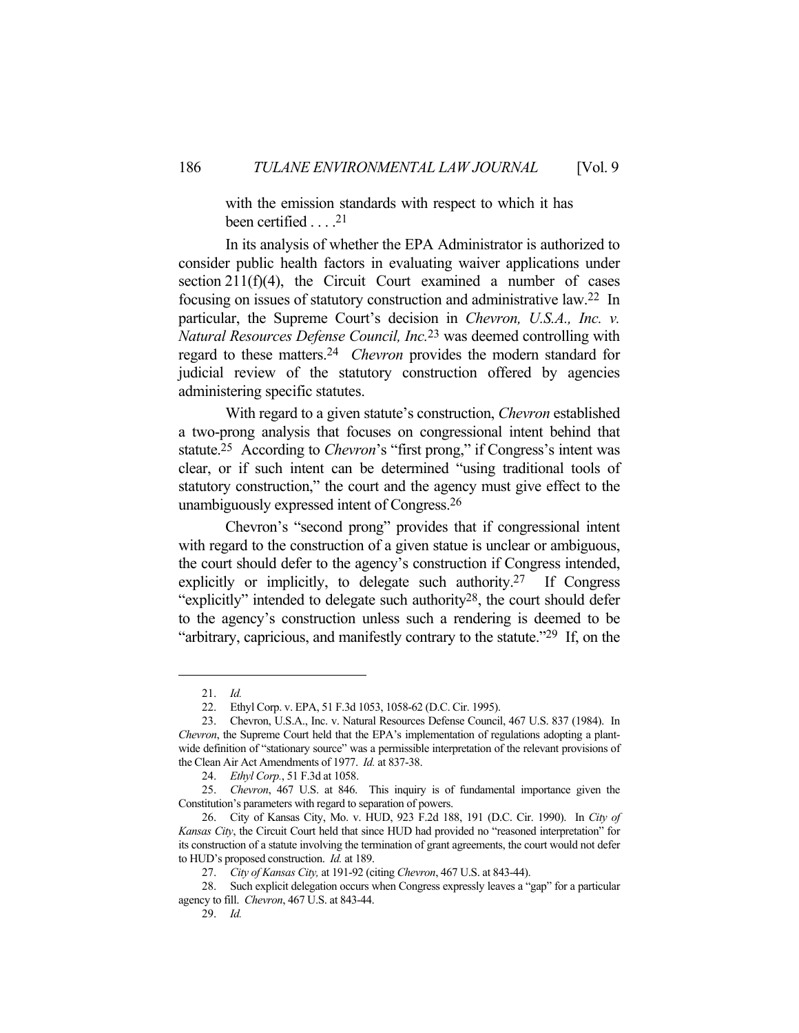> with the emission standards with respect to which it has been certified . . . .[21]

In its analysis of whether the EPA Administrator is authorized to consider public health factors in evaluating waiver applications under section 211(f)(4), the Circuit Court examined a number of cases focusing on issues of statutory construction and administrative law.[22] In particular, the Supreme Court's decision in *Chevron, U.S.A., Inc. v. Natural Resources Defense Council, Inc.*[23] was deemed controlling with regard to these matters.[24] *Chevron* provides the modern standard for judicial review of the statutory construction offered by agencies administering specific statutes.

With regard to a given statute's construction, *Chevron* established a two-prong analysis that focuses on congressional intent behind that statute.[25] According to *Chevron*'s "first prong," if Congress's intent was clear, or if such intent can be determined "using traditional tools of statutory construction," the court and the agency must give effect to the unambiguously expressed intent of Congress.[26]

Chevron's "second prong" provides that if congressional intent with regard to the construction of a given statue is unclear or ambiguous, the court should defer to the agency's construction if Congress intended, explicitly or implicitly, to delegate such authority.[27] If Congress "explicitly" intended to delegate such authority[28], the court should defer to the agency's construction unless such a rendering is deemed to be "arbitrary, capricious, and manifestly contrary to the statute."[29] If, on the

---

21. *Id.*

22. Ethyl Corp. v. EPA, 51 F.3d 1053, 1058-62 (D.C. Cir. 1995).

23. Chevron, U.S.A., Inc. v. Natural Resources Defense Council, 467 U.S. 837 (1984). In *Chevron*, the Supreme Court held that the EPA's implementation of regulations adopting a plant-wide definition of "stationary source" was a permissible interpretation of the relevant provisions of the Clean Air Act Amendments of 1977. *Id.* at 837-38.

24. *Ethyl Corp.*, 51 F.3d at 1058.

25. *Chevron*, 467 U.S. at 846. This inquiry is of fundamental importance given the Constitution's parameters with regard to separation of powers.

26. City of Kansas City, Mo. v. HUD, 923 F.2d 188, 191 (D.C. Cir. 1990). In *City of Kansas City*, the Circuit Court held that since HUD had provided no "reasoned interpretation" for its construction of a statute involving the termination of grant agreements, the court would not defer to HUD's proposed construction. *Id.* at 189.

27. *City of Kansas City,* at 191-92 (citing *Chevron*, 467 U.S. at 843-44).

28. Such explicit delegation occurs when Congress expressly leaves a "gap" for a particular agency to fill. *Chevron*, 467 U.S. at 843-44.

29. *Id.*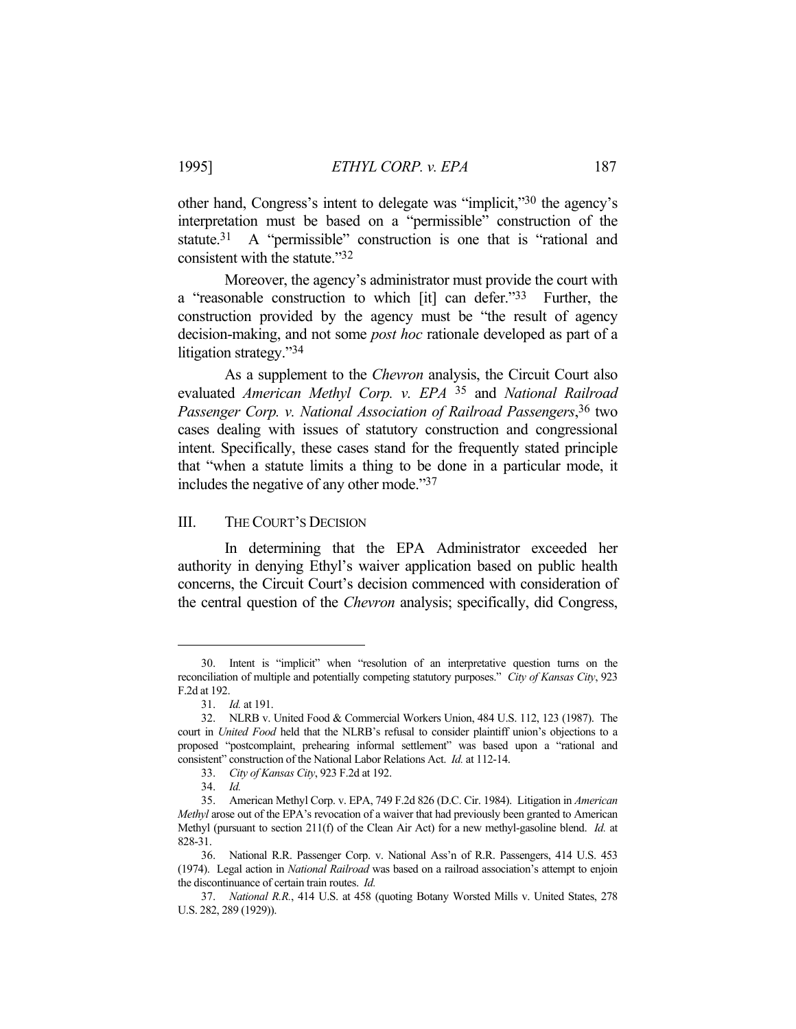other hand, Congress's intent to delegate was "implicit,"[30] the agency's interpretation must be based on a "permissible" construction of the statute.[31] A "permissible" construction is one that is "rational and consistent with the statute."[32]

Moreover, the agency's administrator must provide the court with a "reasonable construction to which [it] can defer."[33] Further, the construction provided by the agency must be "the result of agency decision-making, and not some *post hoc* rationale developed as part of a litigation strategy."[34]

As a supplement to the *Chevron* analysis, the Circuit Court also evaluated *American Methyl Corp. v. EPA*[35] and *National Railroad Passenger Corp. v. National Association of Railroad Passengers*,[36] two cases dealing with issues of statutory construction and congressional intent. Specifically, these cases stand for the frequently stated principle that "when a statute limits a thing to be done in a particular mode, it includes the negative of any other mode."[37]

## III. THE COURT'S DECISION

In determining that the EPA Administrator exceeded her authority in denying Ethyl's waiver application based on public health concerns, the Circuit Court's decision commenced with consideration of the central question of the *Chevron* analysis; specifically, did Congress,

---

30. Intent is "implicit" when "resolution of an interpretative question turns on the reconciliation of multiple and potentially competing statutory purposes." *City of Kansas City*, 923 F.2d at 192.

31. *Id.* at 191.

32. NLRB v. United Food & Commercial Workers Union, 484 U.S. 112, 123 (1987). The court in *United Food* held that the NLRB's refusal to consider plaintiff union's objections to a proposed "postcomplaint, prehearing informal settlement" was based upon a "rational and consistent" construction of the National Labor Relations Act. *Id.* at 112-14.

33. *City of Kansas City*, 923 F.2d at 192.

34. *Id.*

35. American Methyl Corp. v. EPA, 749 F.2d 826 (D.C. Cir. 1984). Litigation in *American Methyl* arose out of the EPA's revocation of a waiver that had previously been granted to American Methyl (pursuant to section 211(f) of the Clean Air Act) for a new methyl-gasoline blend. *Id.* at 828-31.

36. National R.R. Passenger Corp. v. National Ass'n of R.R. Passengers, 414 U.S. 453 (1974). Legal action in *National Railroad* was based on a railroad association's attempt to enjoin the discontinuance of certain train routes. *Id.*

37. *National R.R.*, 414 U.S. at 458 (quoting Botany Worsted Mills v. United States, 278 U.S. 282, 289 (1929)).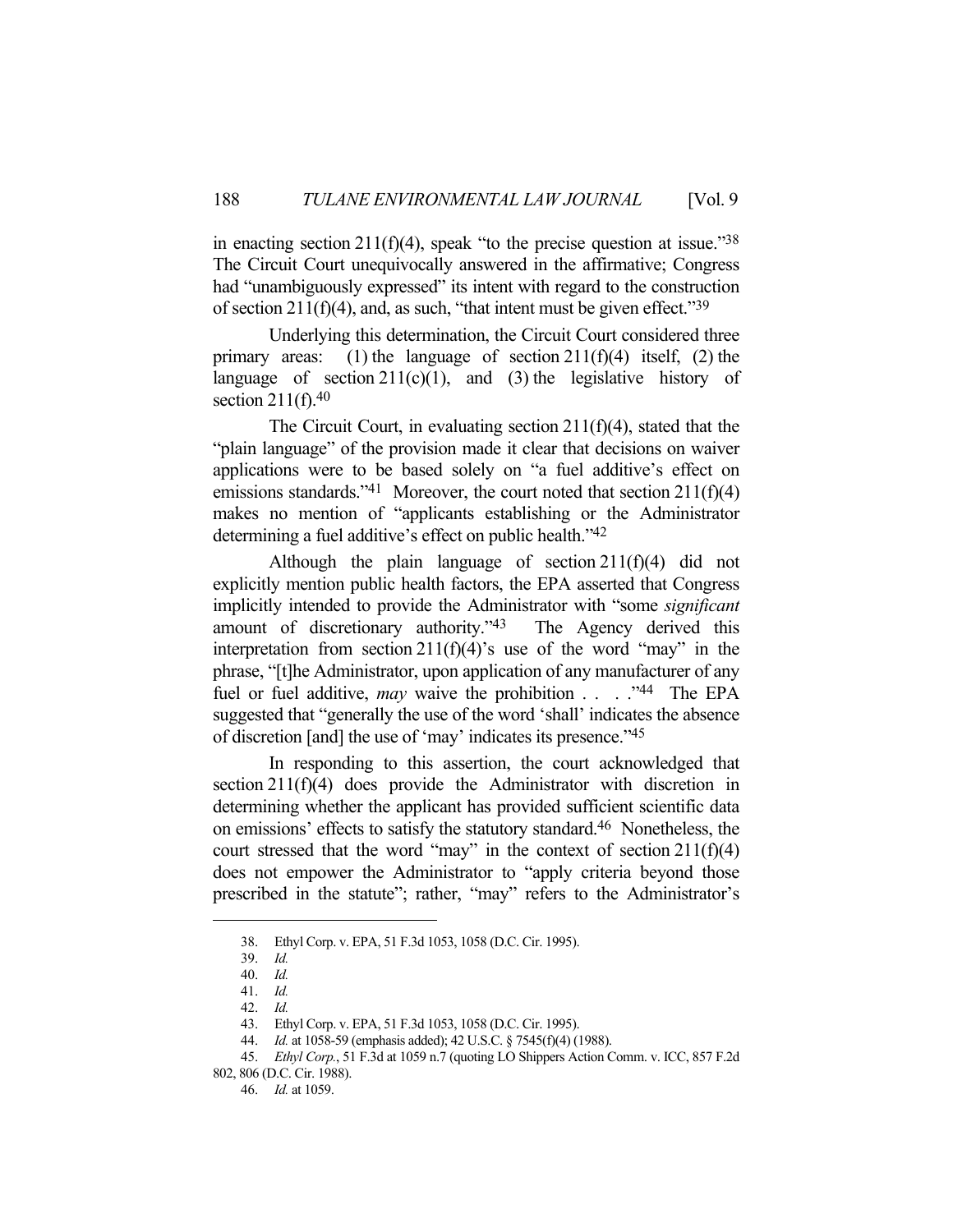in enacting section 211(f)(4), speak "to the precise question at issue."[38] The Circuit Court unequivocally answered in the affirmative; Congress had "unambiguously expressed" its intent with regard to the construction of section 211(f)(4), and, as such, "that intent must be given effect."[39]

Underlying this determination, the Circuit Court considered three primary areas: (1) the language of section 211(f)(4) itself, (2) the language of section 211(c)(1), and (3) the legislative history of section 211(f).[40]

The Circuit Court, in evaluating section 211(f)(4), stated that the "plain language" of the provision made it clear that decisions on waiver applications were to be based solely on "a fuel additive's effect on emissions standards."[41] Moreover, the court noted that section 211(f)(4) makes no mention of "applicants establishing or the Administrator determining a fuel additive's effect on public health."[42]

Although the plain language of section 211(f)(4) did not explicitly mention public health factors, the EPA asserted that Congress implicitly intended to provide the Administrator with "some *significant* amount of discretionary authority."[43] The Agency derived this interpretation from section 211(f)(4)'s use of the word "may" in the phrase, "[t]he Administrator, upon application of any manufacturer of any fuel or fuel additive, *may* waive the prohibition . . . ."[44] The EPA suggested that "generally the use of the word 'shall' indicates the absence of discretion [and] the use of 'may' indicates its presence."[45]

In responding to this assertion, the court acknowledged that section 211(f)(4) does provide the Administrator with discretion in determining whether the applicant has provided sufficient scientific data on emissions' effects to satisfy the statutory standard.[46] Nonetheless, the court stressed that the word "may" in the context of section 211(f)(4) does not empower the Administrator to "apply criteria beyond those prescribed in the statute"; rather, "may" refers to the Administrator's

---

38. Ethyl Corp. v. EPA, 51 F.3d 1053, 1058 (D.C. Cir. 1995).
39. *Id.*
40. *Id.*
41. *Id.*
42. *Id.*
43. Ethyl Corp. v. EPA, 51 F.3d 1053, 1058 (D.C. Cir. 1995).
44. *Id.* at 1058-59 (emphasis added); 42 U.S.C. § 7545(f)(4) (1988).
45. *Ethyl Corp.*, 51 F.3d at 1059 n.7 (quoting LO Shippers Action Comm. v. ICC, 857 F.2d 802, 806 (D.C. Cir. 1988).
46. *Id.* at 1059.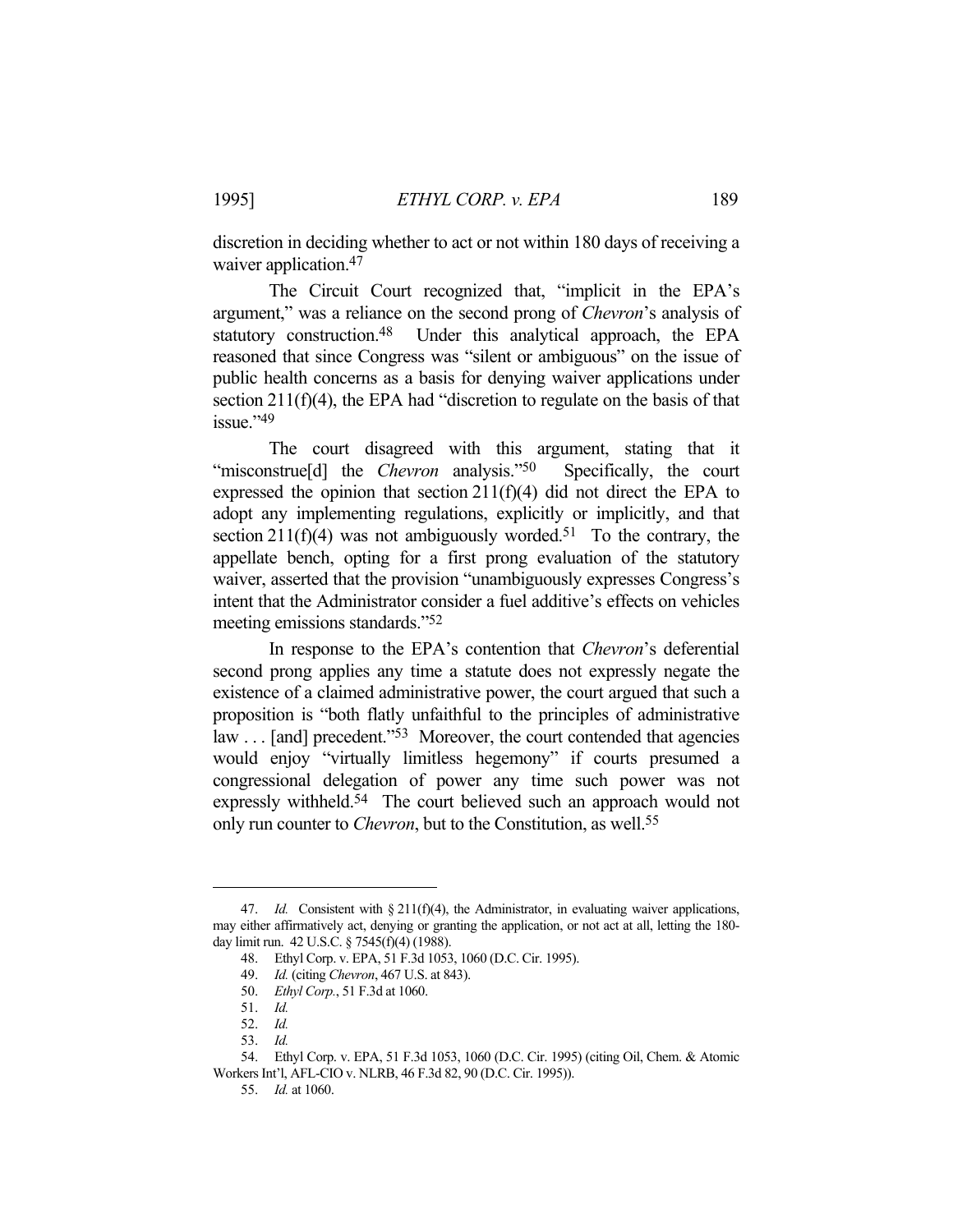discretion in deciding whether to act or not within 180 days of receiving a waiver application.[47]

The Circuit Court recognized that, "implicit in the EPA's argument," was a reliance on the second prong of *Chevron*'s analysis of statutory construction.[48] Under this analytical approach, the EPA reasoned that since Congress was "silent or ambiguous" on the issue of public health concerns as a basis for denying waiver applications under section 211(f)(4), the EPA had "discretion to regulate on the basis of that issue."[49]

The court disagreed with this argument, stating that it "misconstrue[d] the *Chevron* analysis."[50] Specifically, the court expressed the opinion that section 211(f)(4) did not direct the EPA to adopt any implementing regulations, explicitly or implicitly, and that section 211(f)(4) was not ambiguously worded.[51] To the contrary, the appellate bench, opting for a first prong evaluation of the statutory waiver, asserted that the provision "unambiguously expresses Congress's intent that the Administrator consider a fuel additive's effects on vehicles meeting emissions standards."[52]

In response to the EPA's contention that *Chevron*'s deferential second prong applies any time a statute does not expressly negate the existence of a claimed administrative power, the court argued that such a proposition is "both flatly unfaithful to the principles of administrative law . . . [and] precedent."[53] Moreover, the court contended that agencies would enjoy "virtually limitless hegemony" if courts presumed a congressional delegation of power any time such power was not expressly withheld.[54] The court believed such an approach would not only run counter to *Chevron*, but to the Constitution, as well.[55]

---

47. *Id.* Consistent with § 211(f)(4), the Administrator, in evaluating waiver applications, may either affirmatively act, denying or granting the application, or not act at all, letting the 180-day limit run. 42 U.S.C. § 7545(f)(4) (1988).

48. Ethyl Corp. v. EPA, 51 F.3d 1053, 1060 (D.C. Cir. 1995).

49. *Id.* (citing *Chevron*, 467 U.S. at 843).

50. *Ethyl Corp.*, 51 F.3d at 1060.

51. *Id.*

52. *Id.*

53. *Id.*

54. Ethyl Corp. v. EPA, 51 F.3d 1053, 1060 (D.C. Cir. 1995) (citing Oil, Chem. & Atomic Workers Int'l, AFL-CIO v. NLRB, 46 F.3d 82, 90 (D.C. Cir. 1995)).

55. *Id.* at 1060.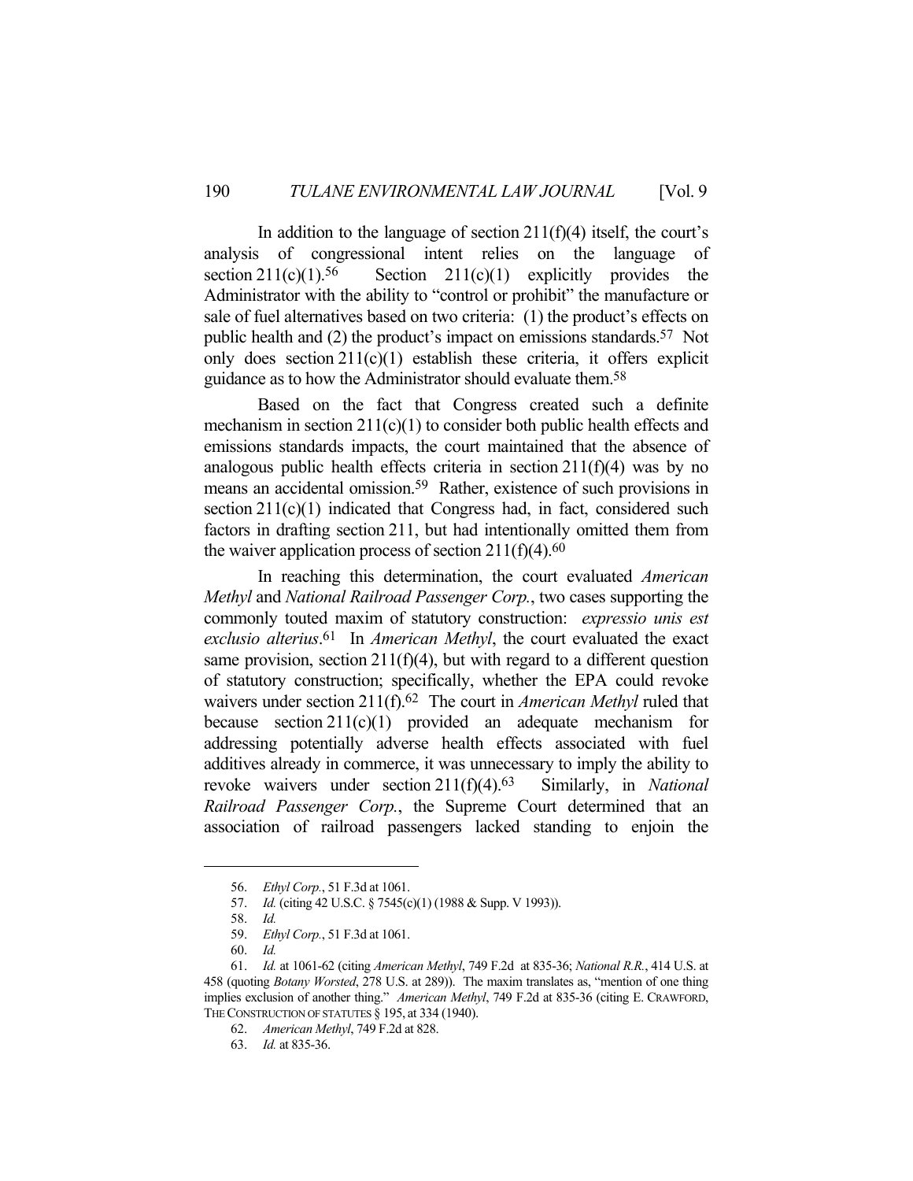In addition to the language of section 211(f)(4) itself, the court's analysis of congressional intent relies on the language of section 211(c)(1).[56] Section 211(c)(1) explicitly provides the Administrator with the ability to "control or prohibit" the manufacture or sale of fuel alternatives based on two criteria: (1) the product's effects on public health and (2) the product's impact on emissions standards.[57] Not only does section 211(c)(1) establish these criteria, it offers explicit guidance as to how the Administrator should evaluate them.[58]

Based on the fact that Congress created such a definite mechanism in section 211(c)(1) to consider both public health effects and emissions standards impacts, the court maintained that the absence of analogous public health effects criteria in section 211(f)(4) was by no means an accidental omission.[59] Rather, existence of such provisions in section 211(c)(1) indicated that Congress had, in fact, considered such factors in drafting section 211, but had intentionally omitted them from the waiver application process of section 211(f)(4).[60]

In reaching this determination, the court evaluated *American Methyl* and *National Railroad Passenger Corp.*, two cases supporting the commonly touted maxim of statutory construction: *expressio unis est exclusio alterius*.[61] In *American Methyl*, the court evaluated the exact same provision, section 211(f)(4), but with regard to a different question of statutory construction; specifically, whether the EPA could revoke waivers under section 211(f).[62] The court in *American Methyl* ruled that because section 211(c)(1) provided an adequate mechanism for addressing potentially adverse health effects associated with fuel additives already in commerce, it was unnecessary to imply the ability to revoke waivers under section 211(f)(4).[63] Similarly, in *National Railroad Passenger Corp.*, the Supreme Court determined that an association of railroad passengers lacked standing to enjoin the

---

56. *Ethyl Corp.*, 51 F.3d at 1061.

57. *Id.* (citing 42 U.S.C. § 7545(c)(1) (1988 & Supp. V 1993)).

58. *Id.*

59. *Ethyl Corp.*, 51 F.3d at 1061.

60. *Id.*

61. *Id.* at 1061-62 (citing *American Methyl*, 749 F.2d at 835-36; *National R.R.*, 414 U.S. at 458 (quoting *Botany Worsted*, 278 U.S. at 289)). The maxim translates as, "mention of one thing implies exclusion of another thing." *American Methyl*, 749 F.2d at 835-36 (citing E. CRAWFORD, THE CONSTRUCTION OF STATUTES § 195, at 334 (1940).

62. *American Methyl*, 749 F.2d at 828.

63. *Id.* at 835-36.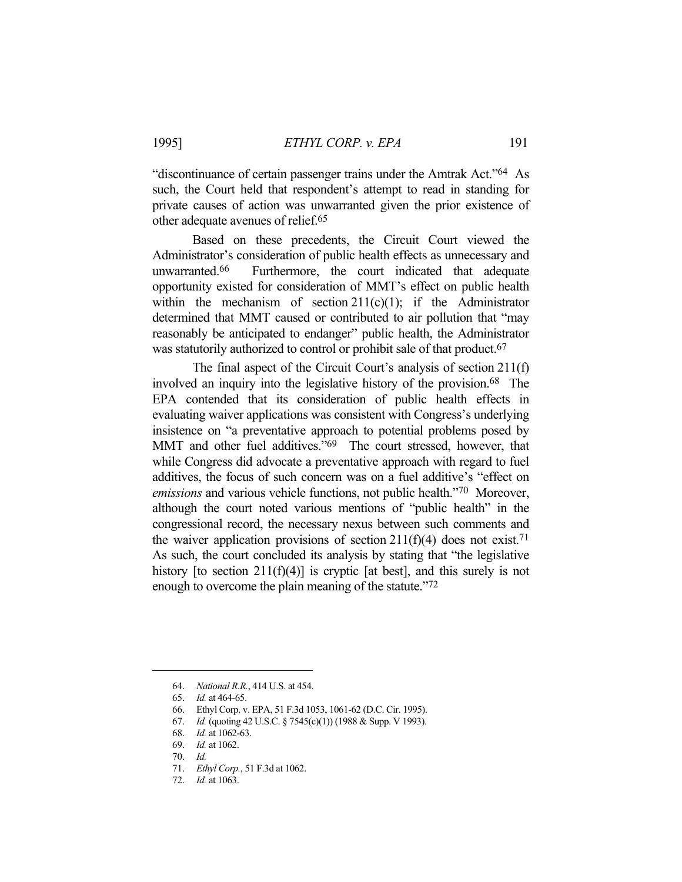"discontinuance of certain passenger trains under the Amtrak Act."[64] As such, the Court held that respondent's attempt to read in standing for private causes of action was unwarranted given the prior existence of other adequate avenues of relief.[65]

Based on these precedents, the Circuit Court viewed the Administrator's consideration of public health effects as unnecessary and unwarranted.[66] Furthermore, the court indicated that adequate opportunity existed for consideration of MMT's effect on public health within the mechanism of section 211(c)(1); if the Administrator determined that MMT caused or contributed to air pollution that "may reasonably be anticipated to endanger" public health, the Administrator was statutorily authorized to control or prohibit sale of that product.[67]

The final aspect of the Circuit Court's analysis of section 211(f) involved an inquiry into the legislative history of the provision.[68] The EPA contended that its consideration of public health effects in evaluating waiver applications was consistent with Congress's underlying insistence on "a preventative approach to potential problems posed by MMT and other fuel additives."[69] The court stressed, however, that while Congress did advocate a preventative approach with regard to fuel additives, the focus of such concern was on a fuel additive's "effect on *emissions* and various vehicle functions, not public health."[70] Moreover, although the court noted various mentions of "public health" in the congressional record, the necessary nexus between such comments and the waiver application provisions of section 211(f)(4) does not exist.[71] As such, the court concluded its analysis by stating that "the legislative history [to section 211(f)(4)] is cryptic [at best], and this surely is not enough to overcome the plain meaning of the statute."[72]

---

64. *National R.R.*, 414 U.S. at 454.
65. *Id.* at 464-65.
66. Ethyl Corp. v. EPA, 51 F.3d 1053, 1061-62 (D.C. Cir. 1995).
67. *Id.* (quoting 42 U.S.C. § 7545(c)(1)) (1988 & Supp. V 1993).
68. *Id.* at 1062-63.
69. *Id.* at 1062.
70. *Id.*
71. *Ethyl Corp.*, 51 F.3d at 1062.
72. *Id.* at 1063.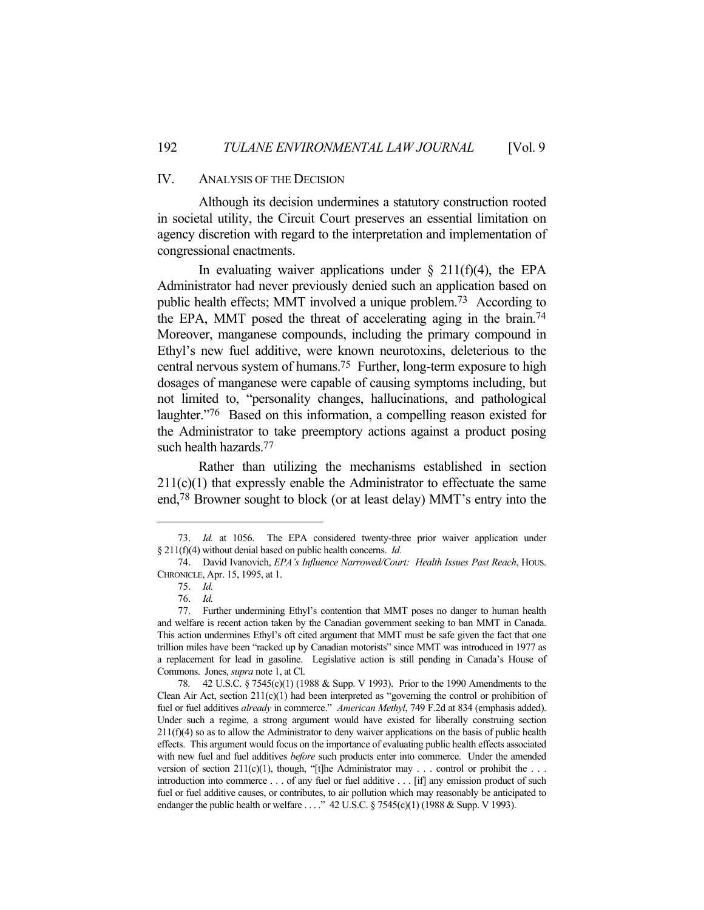## IV. ANALYSIS OF THE DECISION

Although its decision undermines a statutory construction rooted in societal utility, the Circuit Court preserves an essential limitation on agency discretion with regard to the interpretation and implementation of congressional enactments.

In evaluating waiver applications under § 211(f)(4), the EPA Administrator had never previously denied such an application based on public health effects; MMT involved a unique problem.[73] According to the EPA, MMT posed the threat of accelerating aging in the brain.[74] Moreover, manganese compounds, including the primary compound in Ethyl's new fuel additive, were known neurotoxins, deleterious to the central nervous system of humans.[75] Further, long-term exposure to high dosages of manganese were capable of causing symptoms including, but not limited to, "personality changes, hallucinations, and pathological laughter."[76] Based on this information, a compelling reason existed for the Administrator to take preemptory actions against a product posing such health hazards.[77]

Rather than utilizing the mechanisms established in section 211(c)(1) that expressly enable the Administrator to effectuate the same end,[78] Browner sought to block (or at least delay) MMT's entry into the

---

73. *Id.* at 1056. The EPA considered twenty-three prior waiver application under § 211(f)(4) without denial based on public health concerns. *Id.*

74. David Ivanovich, *EPA's Influence Narrowed/Court: Health Issues Past Reach*, HOUS. CHRONICLE, Apr. 15, 1995, at 1.

75. *Id.*

76. *Id.*

77. Further undermining Ethyl's contention that MMT poses no danger to human health and welfare is recent action taken by the Canadian government seeking to ban MMT in Canada. This action undermines Ethyl's oft cited argument that MMT must be safe given the fact that one trillion miles have been "racked up by Canadian motorists" since MMT was introduced in 1977 as a replacement for lead in gasoline. Legislative action is still pending in Canada's House of Commons. Jones, *supra* note 1, at C1.

78. 42 U.S.C. § 7545(c)(1) (1988 & Supp. V 1993). Prior to the 1990 Amendments to the Clean Air Act, section 211(c)(1) had been interpreted as "governing the control or prohibition of fuel or fuel additives *already* in commerce." *American Methyl*, 749 F.2d at 834 (emphasis added). Under such a regime, a strong argument would have existed for liberally construing section 211(f)(4) so as to allow the Administrator to deny waiver applications on the basis of public health effects. This argument would focus on the importance of evaluating public health effects associated with new fuel and fuel additives *before* such products enter into commerce. Under the amended version of section 211(c)(1), though, "[t]he Administrator may . . . control or prohibit the . . . introduction into commerce . . . of any fuel or fuel additive . . . [if] any emission product of such fuel or fuel additive causes, or contributes, to air pollution which may reasonably be anticipated to endanger the public health or welfare . . . ." 42 U.S.C. § 7545(c)(1) (1988 & Supp. V 1993).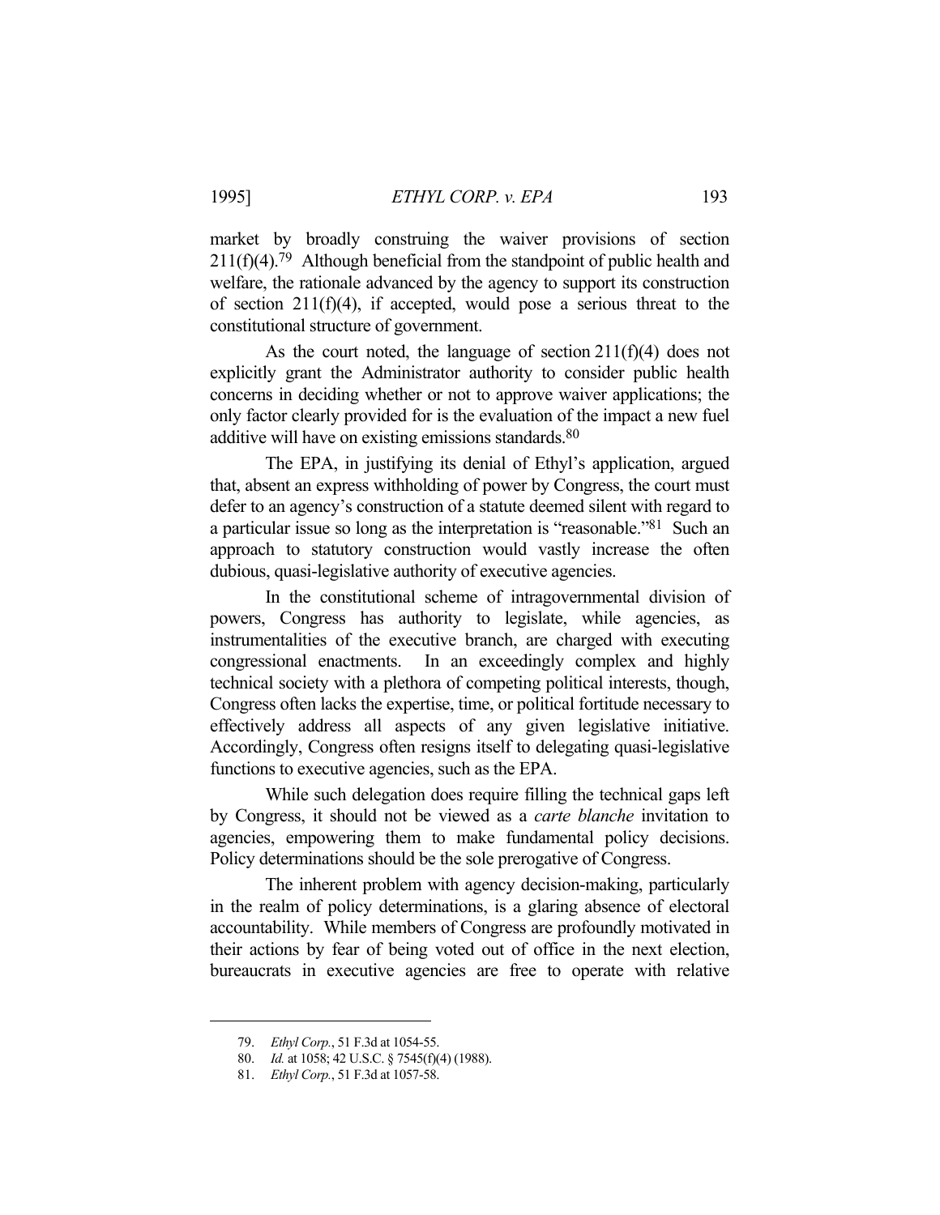market by broadly construing the waiver provisions of section 211(f)(4).[79] Although beneficial from the standpoint of public health and welfare, the rationale advanced by the agency to support its construction of section 211(f)(4), if accepted, would pose a serious threat to the constitutional structure of government.

As the court noted, the language of section 211(f)(4) does not explicitly grant the Administrator authority to consider public health concerns in deciding whether or not to approve waiver applications; the only factor clearly provided for is the evaluation of the impact a new fuel additive will have on existing emissions standards.[80]

The EPA, in justifying its denial of Ethyl's application, argued that, absent an express withholding of power by Congress, the court must defer to an agency's construction of a statute deemed silent with regard to a particular issue so long as the interpretation is "reasonable."[81] Such an approach to statutory construction would vastly increase the often dubious, quasi-legislative authority of executive agencies.

In the constitutional scheme of intragovernmental division of powers, Congress has authority to legislate, while agencies, as instrumentalities of the executive branch, are charged with executing congressional enactments. In an exceedingly complex and highly technical society with a plethora of competing political interests, though, Congress often lacks the expertise, time, or political fortitude necessary to effectively address all aspects of any given legislative initiative. Accordingly, Congress often resigns itself to delegating quasi-legislative functions to executive agencies, such as the EPA.

While such delegation does require filling the technical gaps left by Congress, it should not be viewed as a *carte blanche* invitation to agencies, empowering them to make fundamental policy decisions. Policy determinations should be the sole prerogative of Congress.

The inherent problem with agency decision-making, particularly in the realm of policy determinations, is a glaring absence of electoral accountability. While members of Congress are profoundly motivated in their actions by fear of being voted out of office in the next election, bureaucrats in executive agencies are free to operate with relative

---

79. *Ethyl Corp.*, 51 F.3d at 1054-55.

80. *Id.* at 1058; 42 U.S.C. § 7545(f)(4) (1988).

81. *Ethyl Corp.*, 51 F.3d at 1057-58.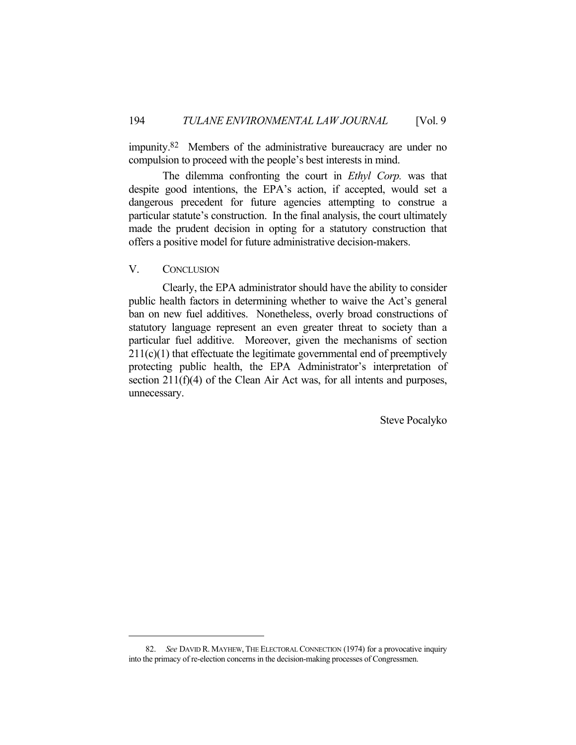impunity.[82] Members of the administrative bureaucracy are under no compulsion to proceed with the people's best interests in mind.

The dilemma confronting the court in *Ethyl Corp.* was that despite good intentions, the EPA's action, if accepted, would set a dangerous precedent for future agencies attempting to construe a particular statute's construction. In the final analysis, the court ultimately made the prudent decision in opting for a statutory construction that offers a positive model for future administrative decision-makers.

## V. CONCLUSION

Clearly, the EPA administrator should have the ability to consider public health factors in determining whether to waive the Act's general ban on new fuel additives. Nonetheless, overly broad constructions of statutory language represent an even greater threat to society than a particular fuel additive. Moreover, given the mechanisms of section 211(c)(1) that effectuate the legitimate governmental end of preemptively protecting public health, the EPA Administrator's interpretation of section 211(f)(4) of the Clean Air Act was, for all intents and purposes, unnecessary.

Steve Pocalyko

---

82. *See* DAVID R. MAYHEW, THE ELECTORAL CONNECTION (1974) for a provocative inquiry into the primacy of re-election concerns in the decision-making processes of Congressmen.